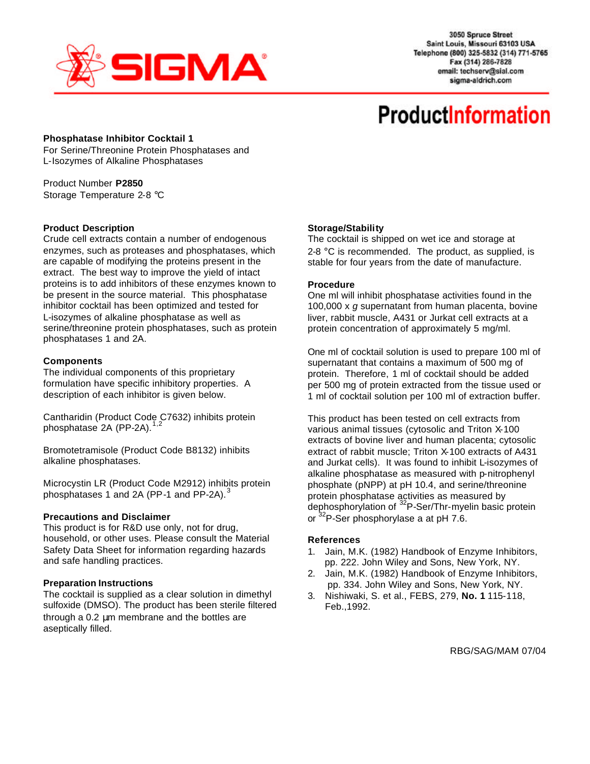3050 Spruce Street
Saint Louis, Missouri 63103 USA
Telephone (800) 325-5832 (314) 771-5765
Fax (314) 286-7828
email: techserv@sial.com
sigma-aldrich.com

# ProductInformation

**Phosphatase Inhibitor Cocktail 1**
For Serine/Threonine Protein Phosphatases and L-Isozymes of Alkaline Phosphatases

Product Number **P2850**
Storage Temperature 2-8 °C

## Product Description

Crude cell extracts contain a number of endogenous enzymes, such as proteases and phosphatases, which are capable of modifying the proteins present in the extract. The best way to improve the yield of intact proteins is to add inhibitors of these enzymes known to be present in the source material. This phosphatase inhibitor cocktail has been optimized and tested for L-isozymes of alkaline phosphatase as well as serine/threonine protein phosphatases, such as protein phosphatases 1 and 2A.

## Components

The individual components of this proprietary formulation have specific inhibitory properties. A description of each inhibitor is given below.

Cantharidin (Product Code C7632) inhibits protein phosphatase 2A (PP-2A).[1,2]

Bromotetramisole (Product Code B8132) inhibits alkaline phosphatases.

Microcystin LR (Product Code M2912) inhibits protein phosphatases 1 and 2A (PP-1 and PP-2A).[3]

## Precautions and Disclaimer

This product is for R&D use only, not for drug, household, or other uses. Please consult the Material Safety Data Sheet for information regarding hazards and safe handling practices.

## Preparation Instructions

The cocktail is supplied as a clear solution in dimethyl sulfoxide (DMSO). The product has been sterile filtered through a 0.2 μm membrane and the bottles are aseptically filled.

## Storage/Stability

The cocktail is shipped on wet ice and storage at 2-8 °C is recommended. The product, as supplied, is stable for four years from the date of manufacture.

## Procedure

One ml will inhibit phosphatase activities found in the 100,000 x *g* supernatant from human placenta, bovine liver, rabbit muscle, A431 or Jurkat cell extracts at a protein concentration of approximately 5 mg/ml.

One ml of cocktail solution is used to prepare 100 ml of supernatant that contains a maximum of 500 mg of protein. Therefore, 1 ml of cocktail should be added per 500 mg of protein extracted from the tissue used or 1 ml of cocktail solution per 100 ml of extraction buffer.

This product has been tested on cell extracts from various animal tissues (cytosolic and Triton X-100 extracts of bovine liver and human placenta; cytosolic extract of rabbit muscle; Triton X-100 extracts of A431 and Jurkat cells). It was found to inhibit L-isozymes of alkaline phosphatase as measured with p-nitrophenyl phosphate (pNPP) at pH 10.4, and serine/threonine protein phosphatase activities as measured by dephosphorylation of $^{32}$P-Ser/Thr-myelin basic protein or $^{32}$P-Ser phosphorylase a at pH 7.6.

## References

1. Jain, M.K. (1982) Handbook of Enzyme Inhibitors, pp. 222. John Wiley and Sons, New York, NY.
2. Jain, M.K. (1982) Handbook of Enzyme Inhibitors, pp. 334. John Wiley and Sons, New York, NY.
3. Nishiwaki, S. et al., FEBS, 279, **No. 1** 115-118, Feb.,1992.

RBG/SAG/MAM 07/04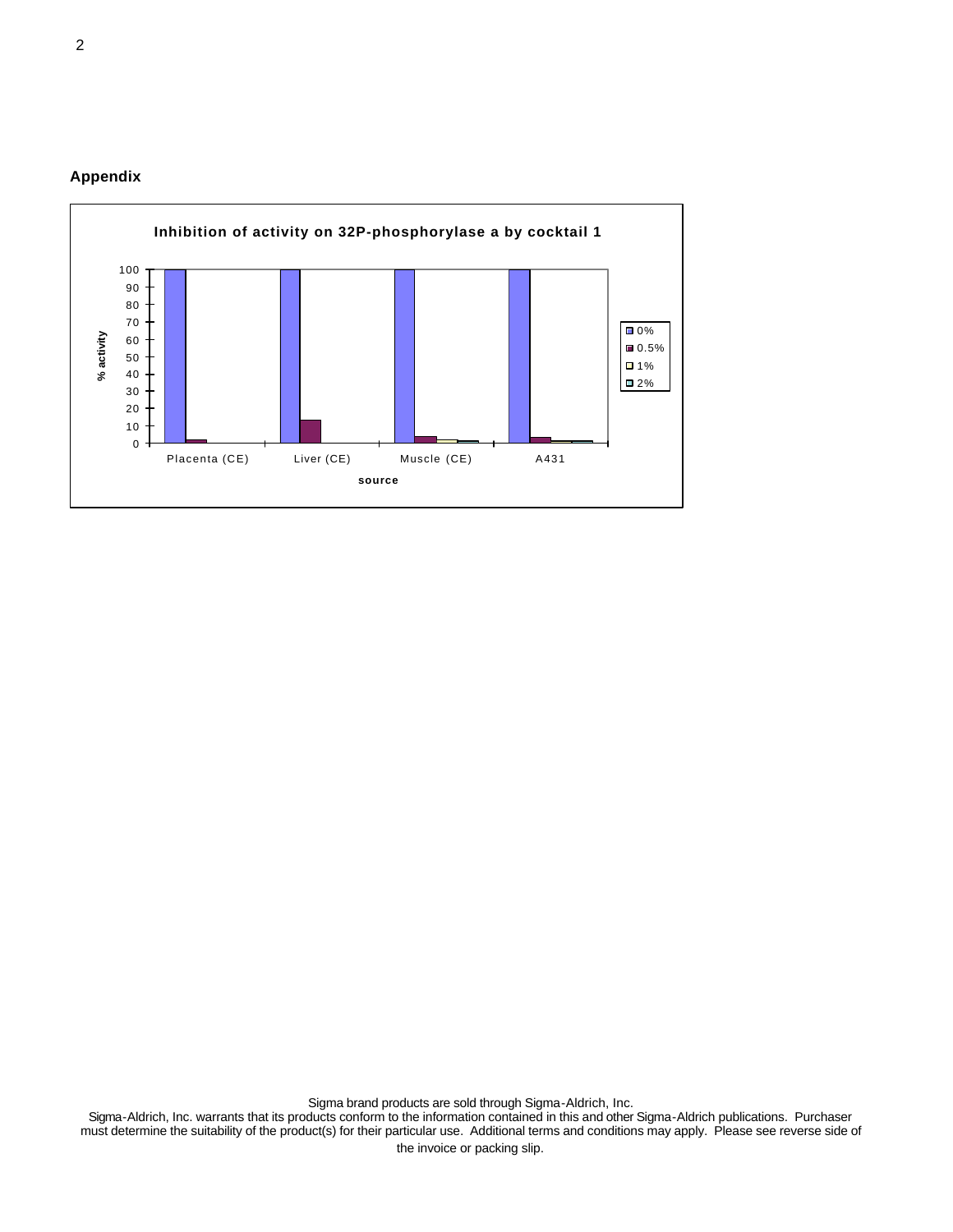## Appendix

Inhibition of activity on 32P-phosphorylase a by cocktail 1

% activity

100
90
80
70
60
50
40
30
20
10
0

Placenta (CE)
Liver (CE)
Muscle (CE)
A431

source

0%
0.5%
1%
2%

Sigma brand products are sold through Sigma-Aldrich, Inc.
Sigma-Aldrich, Inc. warrants that its products conform to the information contained in this and other Sigma-Aldrich publications. Purchaser must determine the suitability of the product(s) for their particular use. Additional terms and conditions may apply. Please see reverse side of the invoice or packing slip.